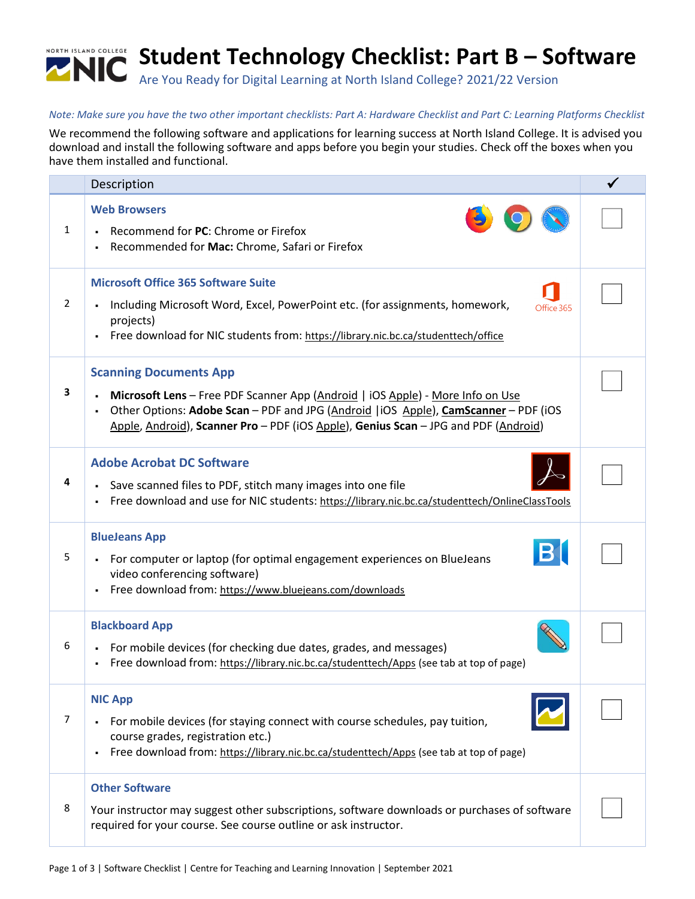# Student Technology Checklist: Part B – Software

Are You Ready for Digital Learning at North Island College? 2021/22 Version

*Note: Make sure you have the two other important checklists: Part A: Hardware Checklist and Part C: Learning Platforms Checklist*

We recommend the following software and applications for learning success at North Island College. It is advised you download and install the following software and apps before you begin your studies. Check off the boxes when you have them installed and functional.

| | Description | ✓ |
|---|---|---|
| 1 | **Web Browsers**<br>▪ Recommend for **PC**: Chrome or Firefox<br>▪ Recommended for **Mac:** Chrome, Safari or Firefox | ☐ |
| 2 | **Microsoft Office 365 Software Suite**<br>▪ Including Microsoft Word, Excel, PowerPoint etc. (for assignments, homework, projects)<br>▪ Free download for NIC students from: https://library.nic.bc.ca/studenttech/office | ☐ |
| **3** | **Scanning Documents App**<br>▪ **Microsoft Lens** – Free PDF Scanner App (Android \| iOS Apple) - More Info on Use<br>▪ Other Options: **Adobe Scan** – PDF and JPG (Android \|iOS Apple), **CamScanner** – PDF (iOS Apple, Android), **Scanner Pro** – PDF (iOS Apple), **Genius Scan** – JPG and PDF (Android) | ☐ |
| **4** | **Adobe Acrobat DC Software**<br>▪ Save scanned files to PDF, stitch many images into one file<br>▪ Free download and use for NIC students: https://library.nic.bc.ca/studenttech/OnlineClassTools | ☐ |
| 5 | **BlueJeans App**<br>▪ For computer or laptop (for optimal engagement experiences on BlueJeans video conferencing software)<br>▪ Free download from: https://www.bluejeans.com/downloads | ☐ |
| 6 | **Blackboard App**<br>▪ For mobile devices (for checking due dates, grades, and messages)<br>▪ Free download from: https://library.nic.bc.ca/studenttech/Apps (see tab at top of page) | ☐ |
| 7 | **NIC App**<br>▪ For mobile devices (for staying connect with course schedules, pay tuition, course grades, registration etc.)<br>▪ Free download from: https://library.nic.bc.ca/studenttech/Apps (see tab at top of page) | ☐ |
| 8 | **Other Software**<br>Your instructor may suggest other subscriptions, software downloads or purchases of software required for your course. See course outline or ask instructor. | ☐ |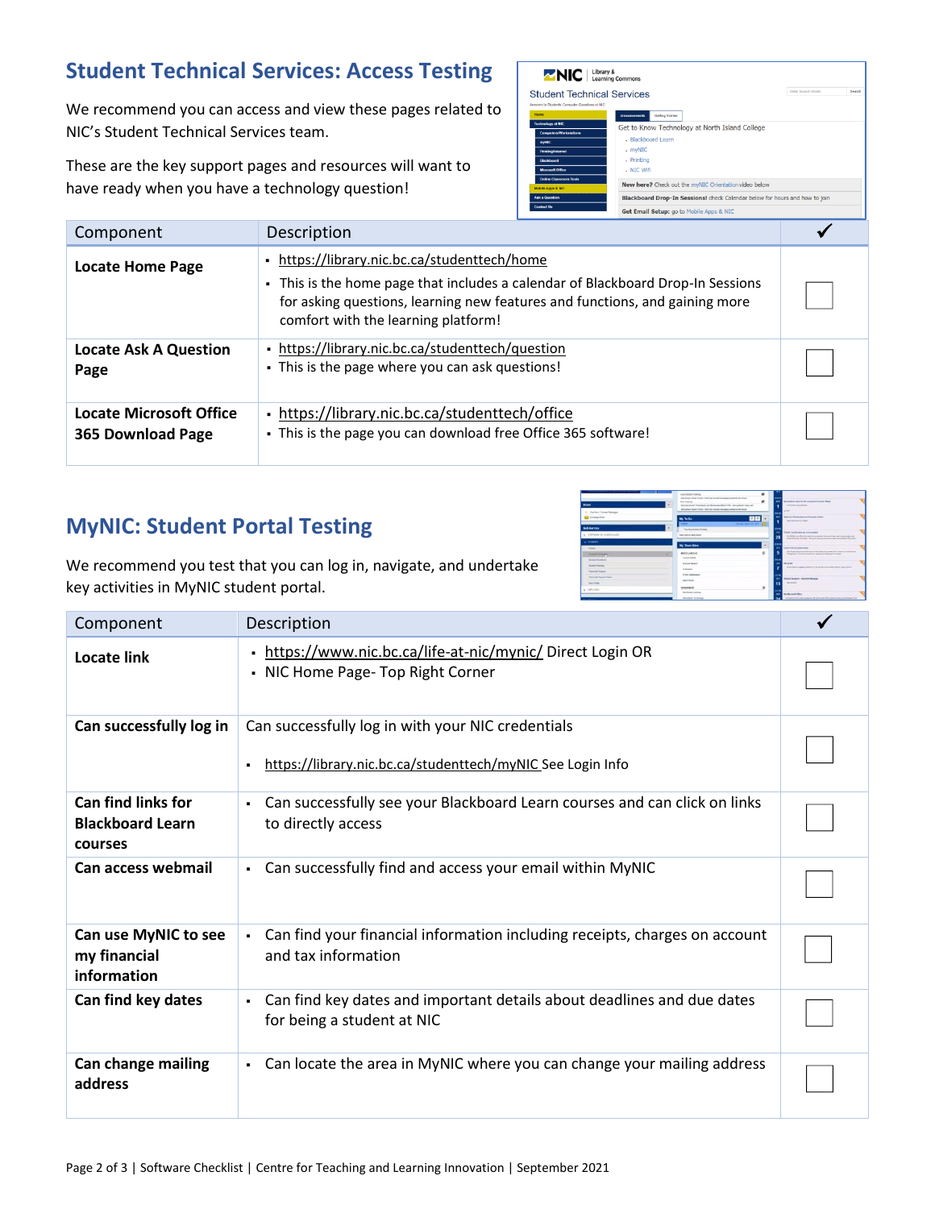## Student Technical Services: Access Testing

We recommend you can access and view these pages related to NIC's Student Technical Services team.

These are the key support pages and resources will want to have ready when you have a technology question!

| Component | Description | ✓ |
|---|---|---|
| **Locate Home Page** | ▪ https://library.nic.bc.ca/studenttech/home<br>▪ This is the home page that includes a calendar of Blackboard Drop-In Sessions for asking questions, learning new features and functions, and gaining more comfort with the learning platform! | ☐ |
| **Locate Ask A Question Page** | ▪ https://library.nic.bc.ca/studenttech/question<br>▪ This is the page where you can ask questions! | ☐ |
| **Locate Microsoft Office 365 Download Page** | ▪ https://library.nic.bc.ca/studenttech/office<br>▪ This is the page you can download free Office 365 software! | ☐ |

## MyNIC: Student Portal Testing

We recommend you test that you can log in, navigate, and undertake key activities in MyNIC student portal.

| Component | Description | ✓ |
|---|---|---|
| **Locate link** | ▪ https://www.nic.bc.ca/life-at-nic/mynic/ Direct Login OR<br>▪ NIC Home Page- Top Right Corner | ☐ |
| **Can successfully log in** | Can successfully log in with your NIC credentials<br>▪ https://library.nic.bc.ca/studenttech/myNIC See Login Info | ☐ |
| **Can find links for Blackboard Learn courses** | ▪ Can successfully see your Blackboard Learn courses and can click on links to directly access | ☐ |
| **Can access webmail** | ▪ Can successfully find and access your email within MyNIC | ☐ |
| **Can use MyNIC to see my financial information** | ▪ Can find your financial information including receipts, charges on account and tax information | ☐ |
| **Can find key dates** | ▪ Can find key dates and important details about deadlines and due dates for being a student at NIC | ☐ |
| **Can change mailing address** | ▪ Can locate the area in MyNIC where you can change your mailing address | ☐ |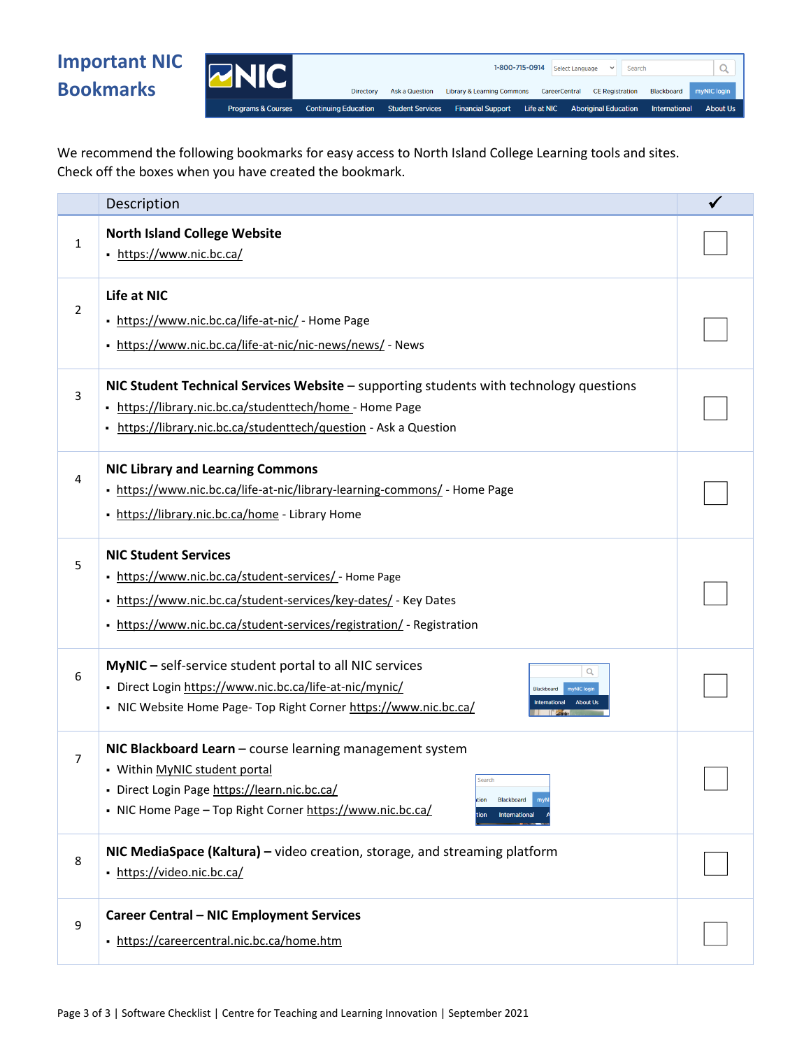# Important NIC Bookmarks

We recommend the following bookmarks for easy access to North Island College Learning tools and sites. Check off the boxes when you have created the bookmark.

| | Description | ✓ |
|---|---|---|
| 1 | **North Island College Website**<br>▪ https://www.nic.bc.ca/ | ☐ |
| 2 | **Life at NIC**<br>▪ https://www.nic.bc.ca/life-at-nic/ - Home Page<br>▪ https://www.nic.bc.ca/life-at-nic/nic-news/news/ - News | ☐ |
| 3 | **NIC Student Technical Services Website** – supporting students with technology questions<br>▪ https://library.nic.bc.ca/studenttech/home - Home Page<br>▪ https://library.nic.bc.ca/studenttech/question - Ask a Question | ☐ |
| 4 | **NIC Library and Learning Commons**<br>▪ https://www.nic.bc.ca/life-at-nic/library-learning-commons/ - Home Page<br>▪ https://library.nic.bc.ca/home - Library Home | ☐ |
| 5 | **NIC Student Services**<br>▪ https://www.nic.bc.ca/student-services/ - Home Page<br>▪ https://www.nic.bc.ca/student-services/key-dates/ - Key Dates<br>▪ https://www.nic.bc.ca/student-services/registration/ - Registration | ☐ |
| 6 | **MyNIC –** self-service student portal to all NIC services<br>▪ Direct Login https://www.nic.bc.ca/life-at-nic/mynic/<br>▪ NIC Website Home Page- Top Right Corner https://www.nic.bc.ca/ | ☐ |
| 7 | **NIC Blackboard Learn** – course learning management system<br>▪ Within MyNIC student portal<br>▪ Direct Login Page https://learn.nic.bc.ca/<br>▪ NIC Home Page – Top Right Corner https://www.nic.bc.ca/ | ☐ |
| 8 | **NIC MediaSpace (Kaltura) –** video creation, storage, and streaming platform<br>▪ https://video.nic.bc.ca/ | ☐ |
| 9 | **Career Central – NIC Employment Services**<br>▪ https://careercentral.nic.bc.ca/home.htm | ☐ |